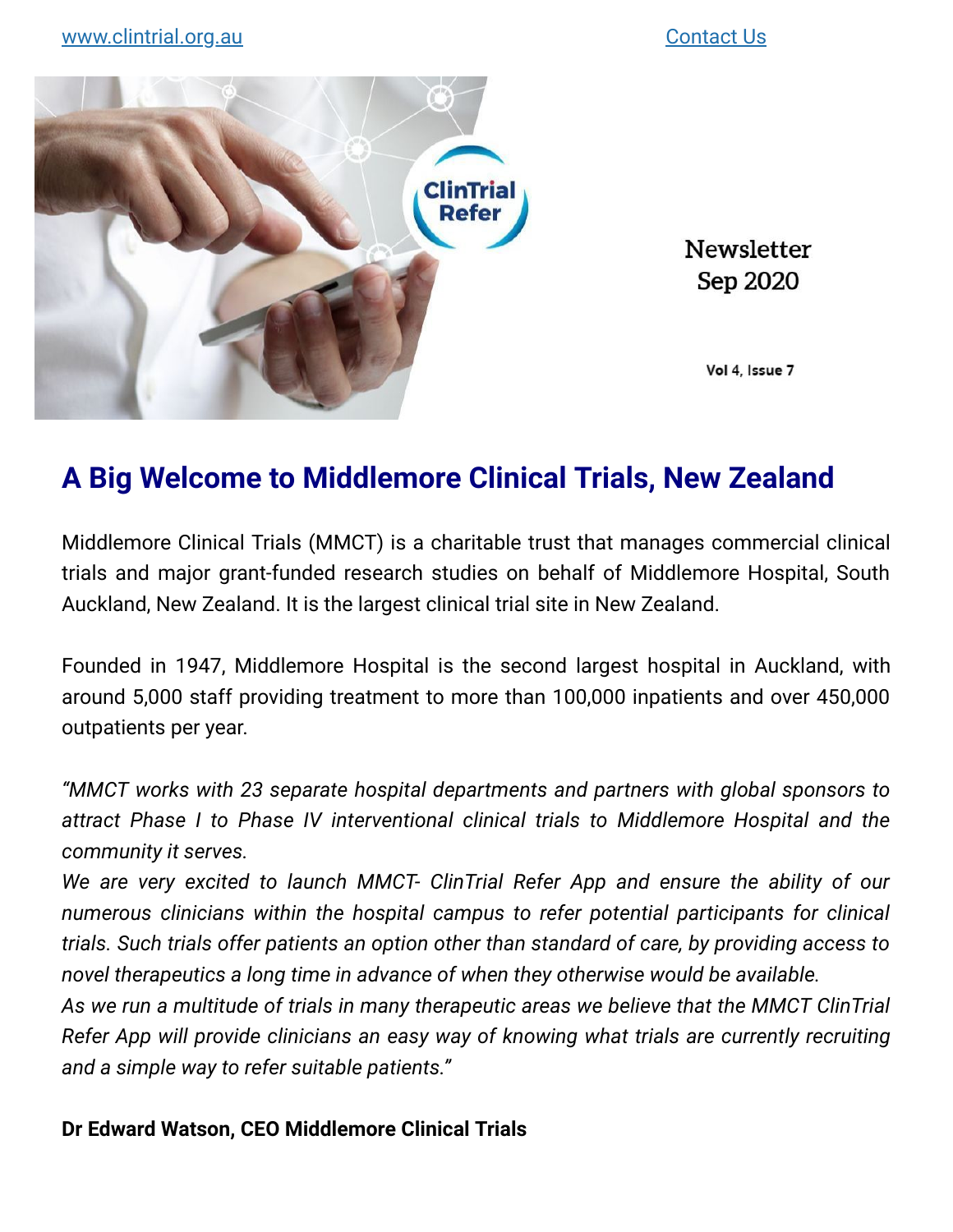www.clintrial.org.au    Contact Us

Newsletter
Sep 2020

Vol 4, Issue 7

## A Big Welcome to Middlemore Clinical Trials, New Zealand

Middlemore Clinical Trials (MMCT) is a charitable trust that manages commercial clinical trials and major grant-funded research studies on behalf of Middlemore Hospital, South Auckland, New Zealand. It is the largest clinical trial site in New Zealand.

Founded in 1947, Middlemore Hospital is the second largest hospital in Auckland, with around 5,000 staff providing treatment to more than 100,000 inpatients and over 450,000 outpatients per year.

*"MMCT works with 23 separate hospital departments and partners with global sponsors to attract Phase I to Phase IV interventional clinical trials to Middlemore Hospital and the community it serves.*
*We are very excited to launch MMCT- ClinTrial Refer App and ensure the ability of our numerous clinicians within the hospital campus to refer potential participants for clinical trials. Such trials offer patients an option other than standard of care, by providing access to novel therapeutics a long time in advance of when they otherwise would be available.*
*As we run a multitude of trials in many therapeutic areas we believe that the MMCT ClinTrial Refer App will provide clinicians an easy way of knowing what trials are currently recruiting and a simple way to refer suitable patients."*

**Dr Edward Watson, CEO Middlemore Clinical Trials**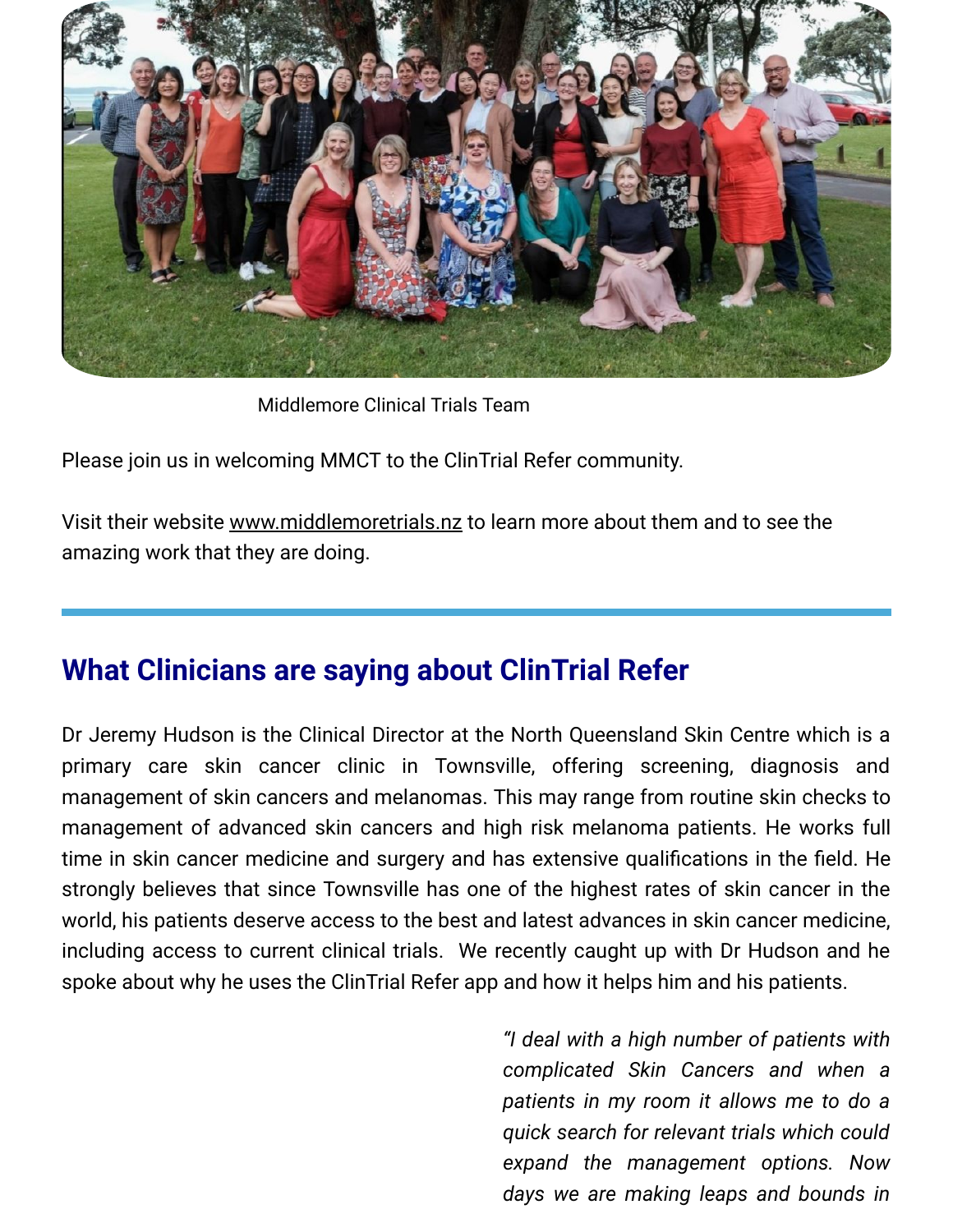Middlemore Clinical Trials Team

Please join us in welcoming MMCT to the ClinTrial Refer community.

Visit their website www.middlemoretrials.nz to learn more about them and to see the amazing work that they are doing.

## What Clinicians are saying about ClinTrial Refer

Dr Jeremy Hudson is the Clinical Director at the North Queensland Skin Centre which is a primary care skin cancer clinic in Townsville, offering screening, diagnosis and management of skin cancers and melanomas. This may range from routine skin checks to management of advanced skin cancers and high risk melanoma patients. He works full time in skin cancer medicine and surgery and has extensive qualifications in the field. He strongly believes that since Townsville has one of the highest rates of skin cancer in the world, his patients deserve access to the best and latest advances in skin cancer medicine, including access to current clinical trials. We recently caught up with Dr Hudson and he spoke about why he uses the ClinTrial Refer app and how it helps him and his patients.

*"I deal with a high number of patients with complicated Skin Cancers and when a patients in my room it allows me to do a quick search for relevant trials which could expand the management options. Now days we are making leaps and bounds in*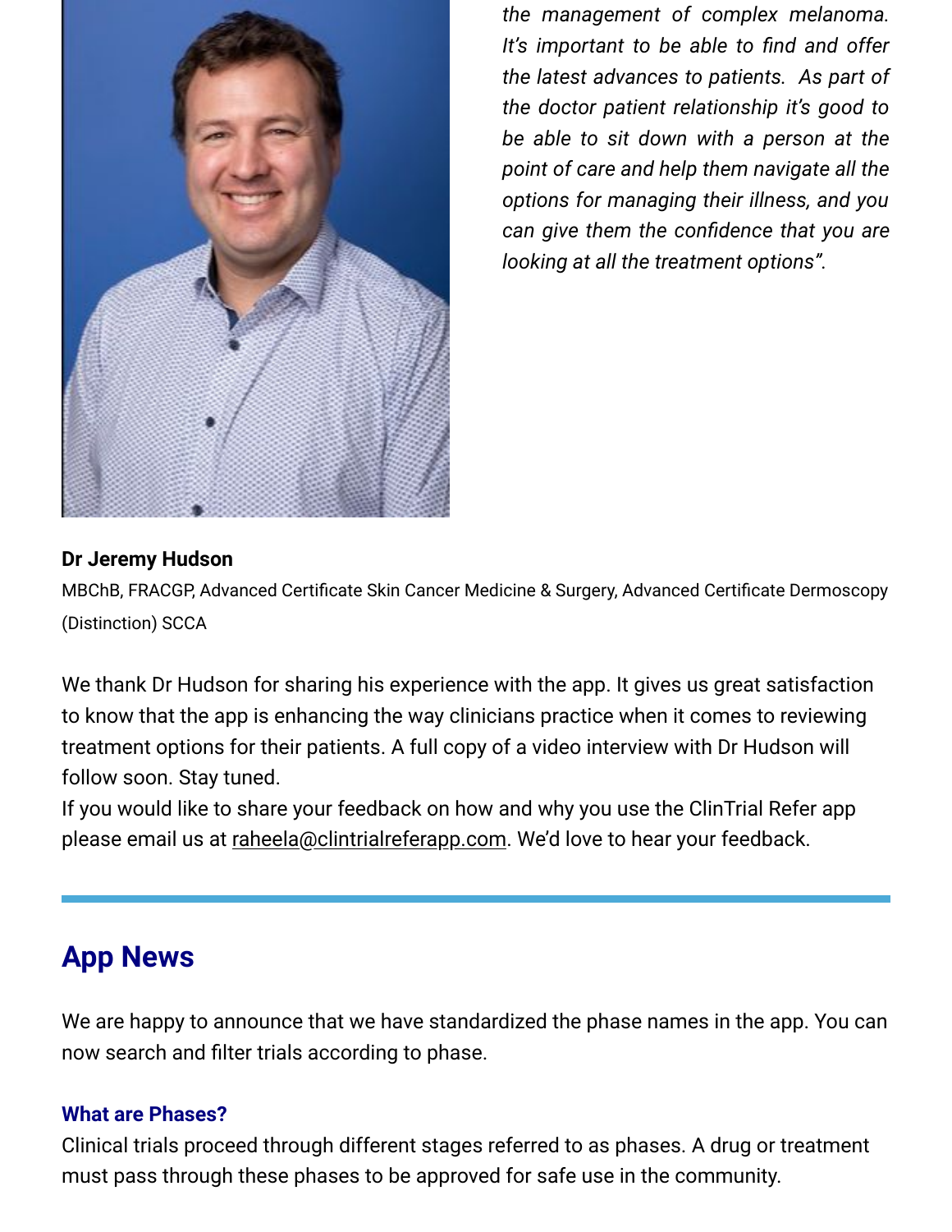*the management of complex melanoma. It's important to be able to find and offer the latest advances to patients. As part of the doctor patient relationship it's good to be able to sit down with a person at the point of care and help them navigate all the options for managing their illness, and you can give them the confidence that you are looking at all the treatment options".*

**Dr Jeremy Hudson**

MBChB, FRACGP, Advanced Certificate Skin Cancer Medicine & Surgery, Advanced Certificate Dermoscopy (Distinction) SCCA

We thank Dr Hudson for sharing his experience with the app. It gives us great satisfaction to know that the app is enhancing the way clinicians practice when it comes to reviewing treatment options for their patients. A full copy of a video interview with Dr Hudson will follow soon. Stay tuned.

If you would like to share your feedback on how and why you use the ClinTrial Refer app please email us at raheela@clintrialreferapp.com. We'd love to hear your feedback.

---

## App News

We are happy to announce that we have standardized the phase names in the app. You can now search and filter trials according to phase.

### What are Phases?

Clinical trials proceed through different stages referred to as phases. A drug or treatment must pass through these phases to be approved for safe use in the community.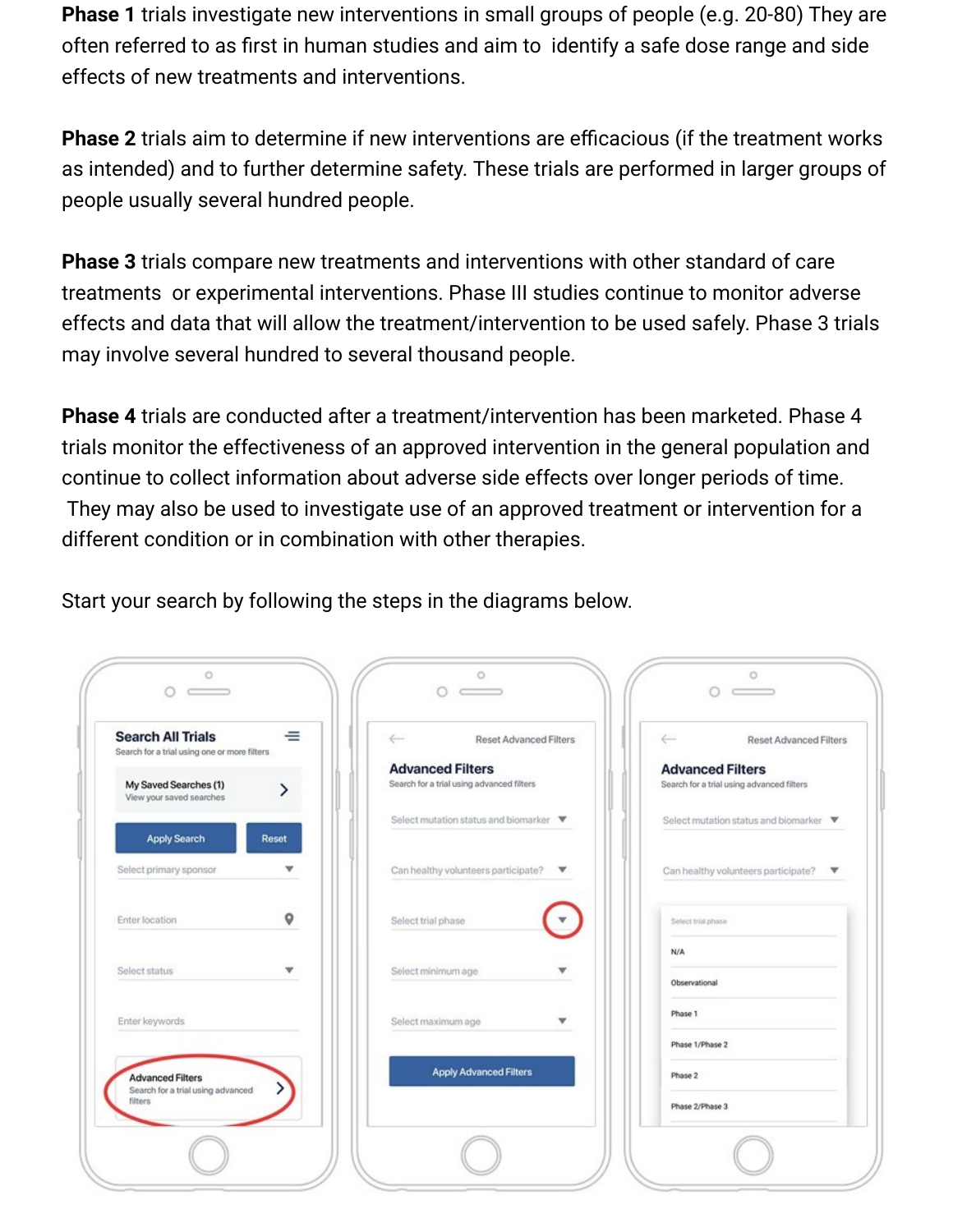**Phase 1** trials investigate new interventions in small groups of people (e.g. 20-80) They are often referred to as first in human studies and aim to identify a safe dose range and side effects of new treatments and interventions.

**Phase 2** trials aim to determine if new interventions are efficacious (if the treatment works as intended) and to further determine safety. These trials are performed in larger groups of people usually several hundred people.

**Phase 3** trials compare new treatments and interventions with other standard of care treatments or experimental interventions. Phase III studies continue to monitor adverse effects and data that will allow the treatment/intervention to be used safely. Phase 3 trials may involve several hundred to several thousand people.

**Phase 4** trials are conducted after a treatment/intervention has been marketed. Phase 4 trials monitor the effectiveness of an approved intervention in the general population and continue to collect information about adverse side effects over longer periods of time. They may also be used to investigate use of an approved treatment or intervention for a different condition or in combination with other therapies.

Start your search by following the steps in the diagrams below.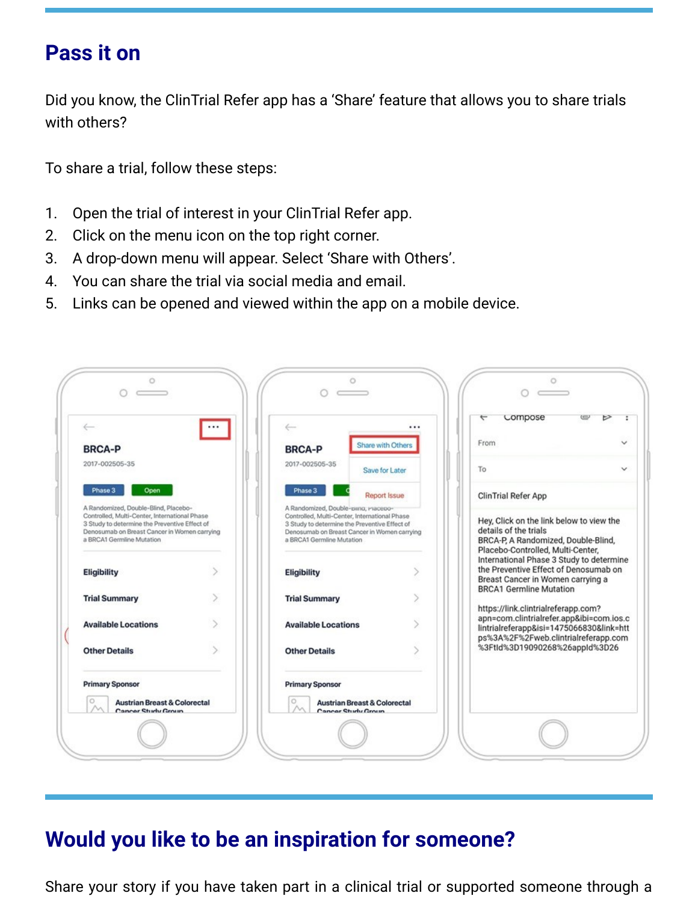## Pass it on

Did you know, the ClinTrial Refer app has a 'Share' feature that allows you to share trials with others?

To share a trial, follow these steps:

1. Open the trial of interest in your ClinTrial Refer app.
2. Click on the menu icon on the top right corner.
3. A drop-down menu will appear. Select 'Share with Others'.
4. You can share the trial via social media and email.
5. Links can be opened and viewed within the app on a mobile device.

## Would you like to be an inspiration for someone?

Share your story if you have taken part in a clinical trial or supported someone through a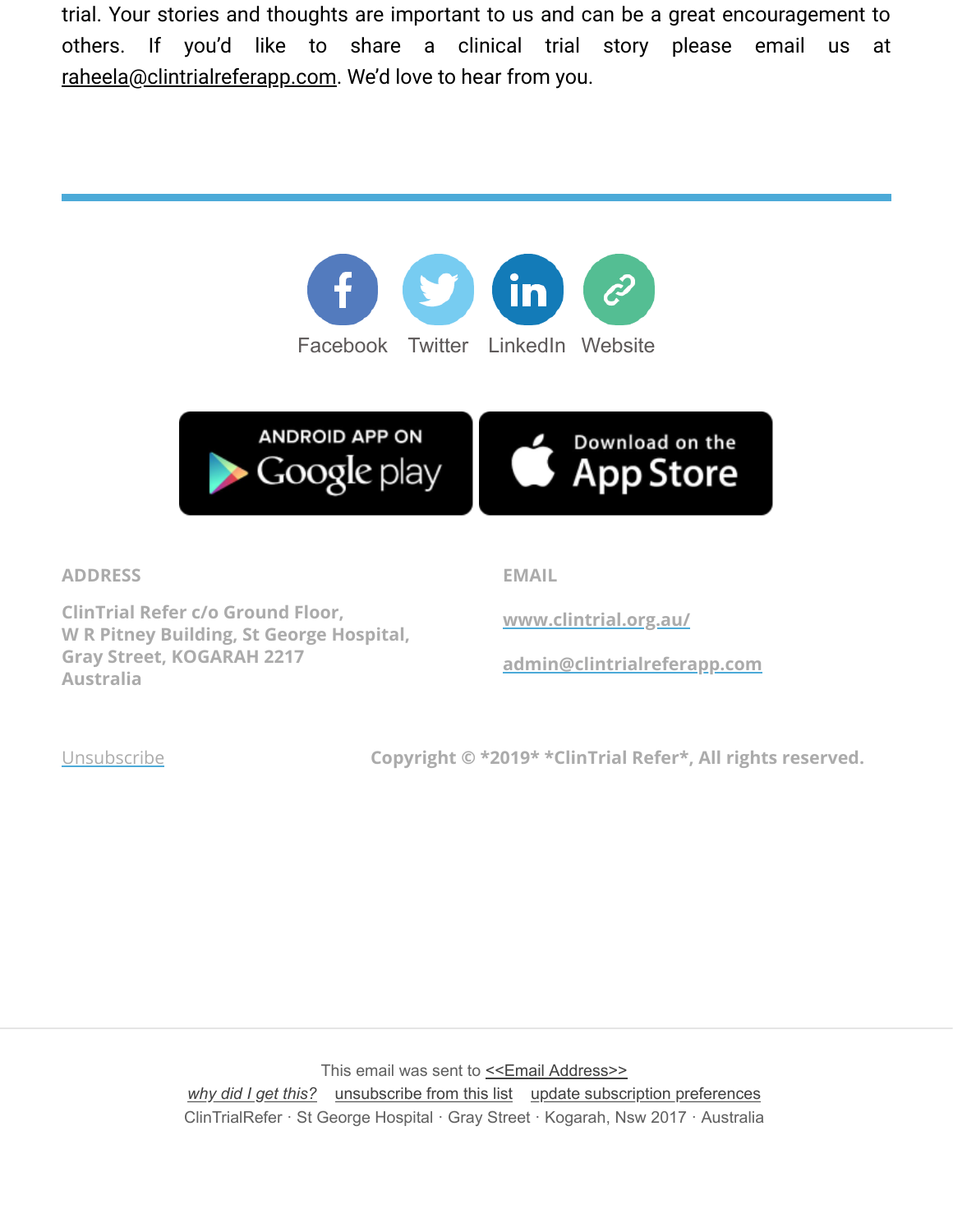trial. Your stories and thoughts are important to us and can be a great encouragement to others. If you'd like to share a clinical trial story please email us at raheela@clintrialreferapp.com. We'd love to hear from you.

Facebook Twitter LinkedIn Website

ANDROID APP ON Google play

Download on the App Store

**ADDRESS**

**ClinTrial Refer c/o Ground Floor,**
**W R Pitney Building, St George Hospital,**
**Gray Street, KOGARAH 2217**
**Australia**

**EMAIL**

**www.clintrial.org.au/**

**admin@clintrialreferapp.com**

Unsubscribe

**Copyright © *2019* *ClinTrial Refer*, All rights reserved.**

This email was sent to <<Email Address>>

*why did I get this?* unsubscribe from this list update subscription preferences

ClinTrialRefer · St George Hospital · Gray Street · Kogarah, Nsw 2017 · Australia